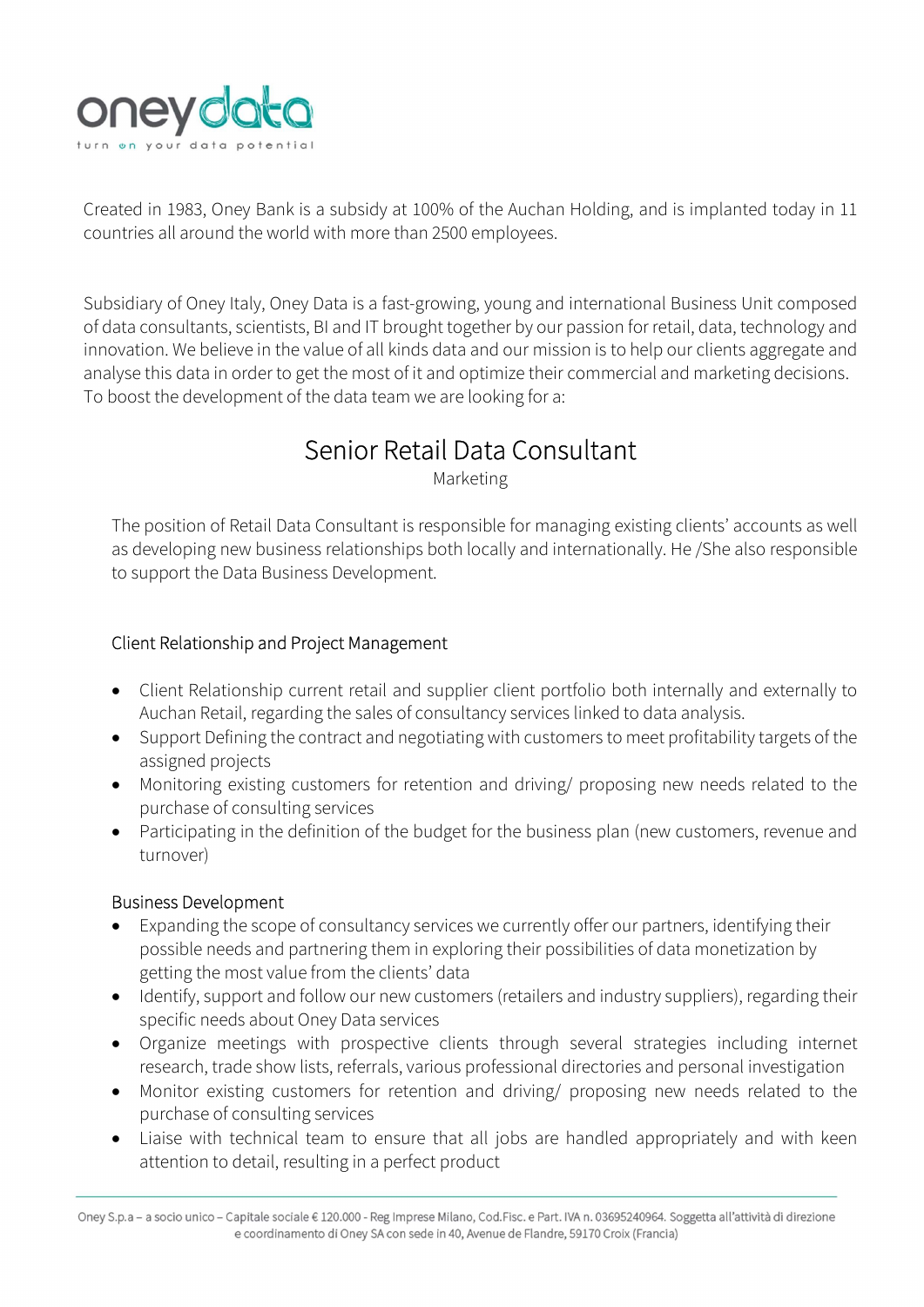oneydata

turn on your data potential

Created in 1983, Oney Bank is a subsidy at 100% of the Auchan Holding, and is implanted today in 11 countries all around the world with more than 2500 employees.

Subsidiary of Oney Italy, Oney Data is a fast-growing, young and international Business Unit composed of data consultants, scientists, BI and IT brought together by our passion for retail, data, technology and innovation. We believe in the value of all kinds data and our mission is to help our clients aggregate and analyse this data in order to get the most of it and optimize their commercial and marketing decisions. To boost the development of the data team we are looking for a:

# Senior Retail Data Consultant

Marketing

The position of Retail Data Consultant is responsible for managing existing clients' accounts as well as developing new business relationships both locally and internationally. He /She also responsible to support the Data Business Development.

## Client Relationship and Project Management

- Client Relationship current retail and supplier client portfolio both internally and externally to Auchan Retail, regarding the sales of consultancy services linked to data analysis.
- Support Defining the contract and negotiating with customers to meet profitability targets of the assigned projects
- Monitoring existing customers for retention and driving/ proposing new needs related to the purchase of consulting services
- Participating in the definition of the budget for the business plan (new customers, revenue and turnover)

## Business Development

- Expanding the scope of consultancy services we currently offer our partners, identifying their possible needs and partnering them in exploring their possibilities of data monetization by getting the most value from the clients' data
- Identify, support and follow our new customers (retailers and industry suppliers), regarding their specific needs about Oney Data services
- Organize meetings with prospective clients through several strategies including internet research, trade show lists, referrals, various professional directories and personal investigation
- Monitor existing customers for retention and driving/ proposing new needs related to the purchase of consulting services
- Liaise with technical team to ensure that all jobs are handled appropriately and with keen attention to detail, resulting in a perfect product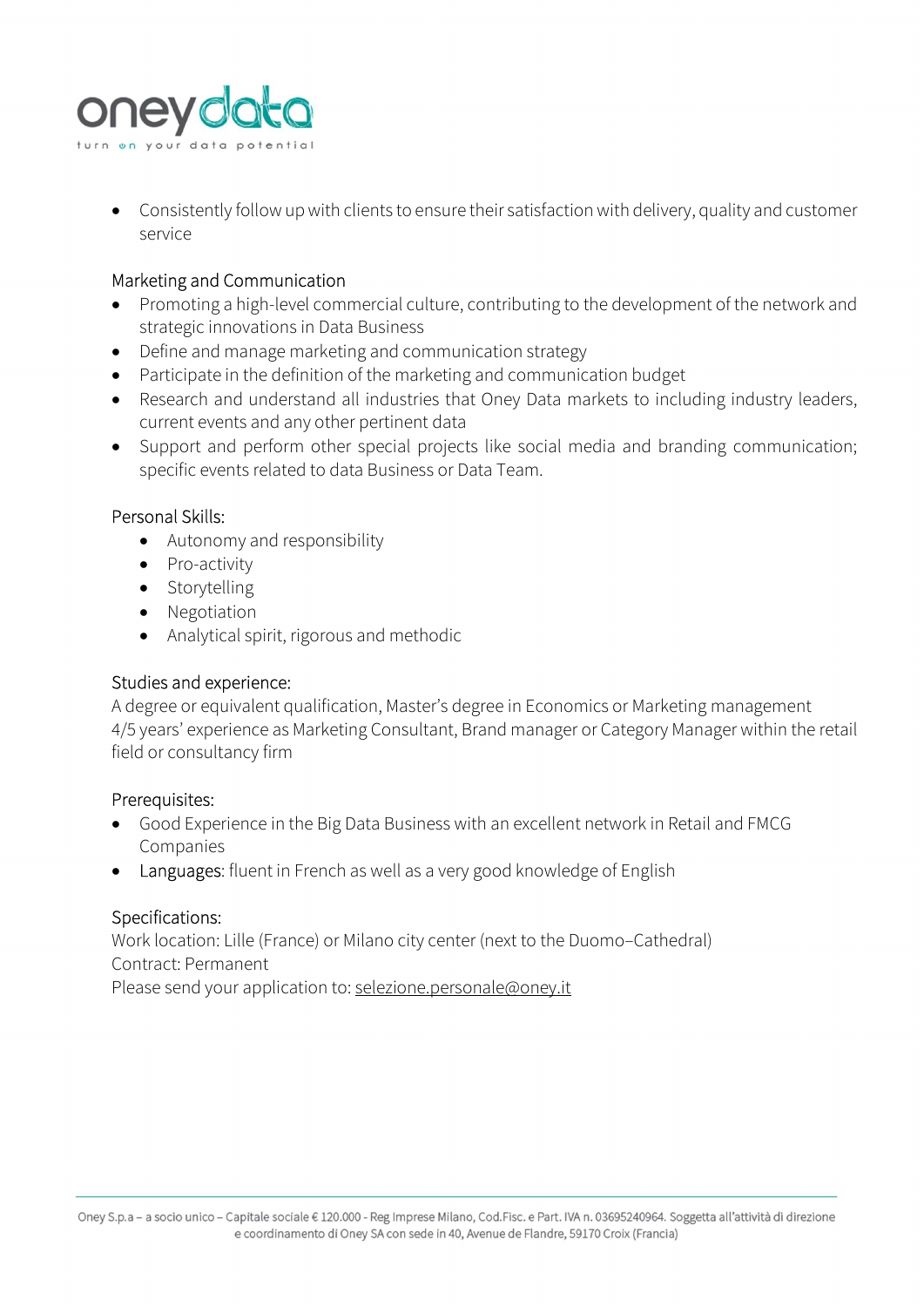- Consistently follow up with clients to ensure their satisfaction with delivery, quality and customer service

Marketing and Communication

- Promoting a high-level commercial culture, contributing to the development of the network and strategic innovations in Data Business
- Define and manage marketing and communication strategy
- Participate in the definition of the marketing and communication budget
- Research and understand all industries that Oney Data markets to including industry leaders, current events and any other pertinent data
- Support and perform other special projects like social media and branding communication; specific events related to data Business or Data Team.

Personal Skills:

- Autonomy and responsibility
- Pro-activity
- Storytelling
- Negotiation
- Analytical spirit, rigorous and methodic

Studies and experience:

A degree or equivalent qualification, Master's degree in Economics or Marketing management
4/5 years' experience as Marketing Consultant, Brand manager or Category Manager within the retail field or consultancy firm

Prerequisites:

- Good Experience in the Big Data Business with an excellent network in Retail and FMCG Companies
- Languages: fluent in French as well as a very good knowledge of English

Specifications:

Work location: Lille (France) or Milano city center (next to the Duomo–Cathedral)
Contract: Permanent
Please send your application to: selezione.personale@oney.it